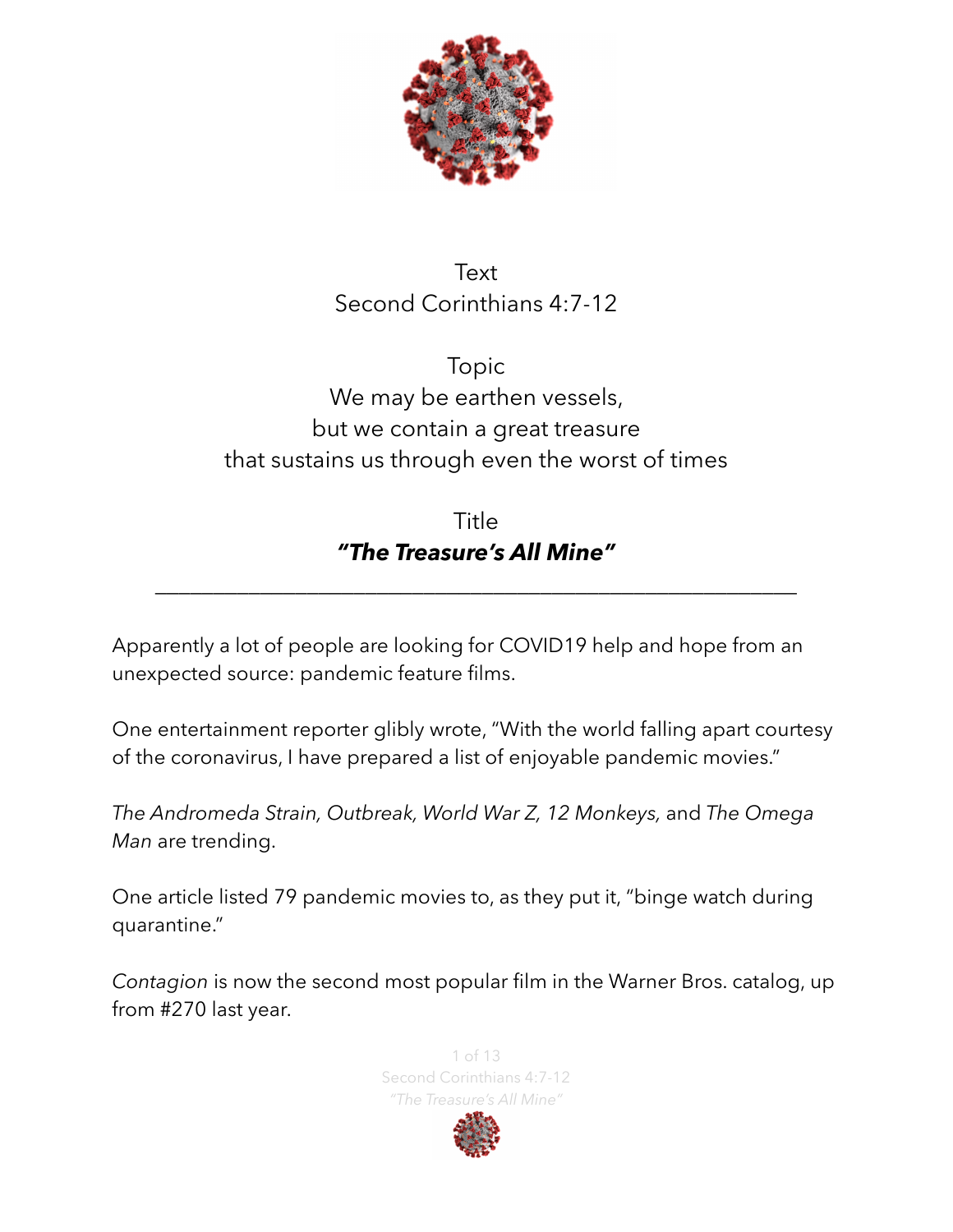Text
Second Corinthians 4:7-12

Topic
We may be earthen vessels,
but we contain a great treasure
that sustains us through even the worst of times

Title
***"The Treasure's All Mine"***

---

Apparently a lot of people are looking for COVID19 help and hope from an unexpected source: pandemic feature films.

One entertainment reporter glibly wrote, "With the world falling apart courtesy of the coronavirus, I have prepared a list of enjoyable pandemic movies."

*The Andromeda Strain, Outbreak, World War Z, 12 Monkeys,* and *The Omega Man* are trending.

One article listed 79 pandemic movies to, as they put it, "binge watch during quarantine."

*Contagion* is now the second most popular film in the Warner Bros. catalog, up from #270 last year.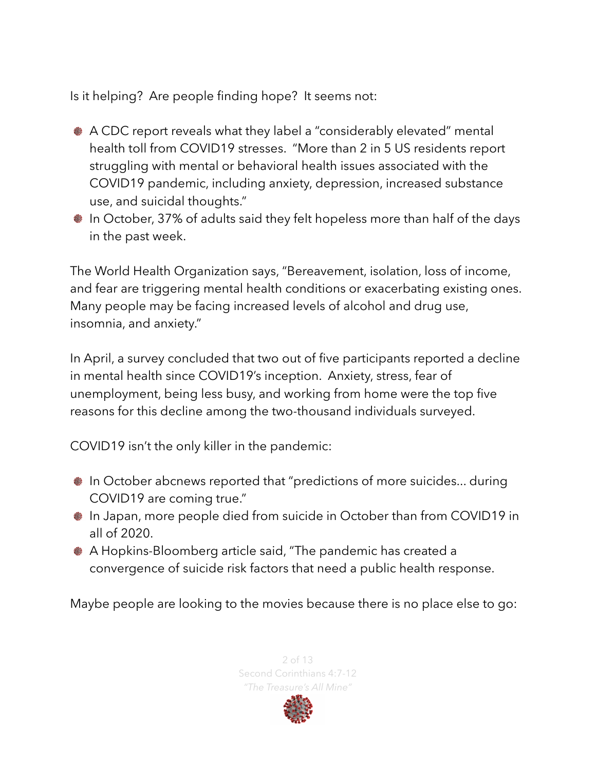Is it helping? Are people finding hope? It seems not:

- A CDC report reveals what they label a "considerably elevated" mental health toll from COVID19 stresses. "More than 2 in 5 US residents report struggling with mental or behavioral health issues associated with the COVID19 pandemic, including anxiety, depression, increased substance use, and suicidal thoughts."
- In October, 37% of adults said they felt hopeless more than half of the days in the past week.

The World Health Organization says, "Bereavement, isolation, loss of income, and fear are triggering mental health conditions or exacerbating existing ones. Many people may be facing increased levels of alcohol and drug use, insomnia, and anxiety."

In April, a survey concluded that two out of five participants reported a decline in mental health since COVID19's inception. Anxiety, stress, fear of unemployment, being less busy, and working from home were the top five reasons for this decline among the two-thousand individuals surveyed.

COVID19 isn't the only killer in the pandemic:

- In October abcnews reported that "predictions of more suicides... during COVID19 are coming true."
- In Japan, more people died from suicide in October than from COVID19 in all of 2020.
- A Hopkins-Bloomberg article said, "The pandemic has created a convergence of suicide risk factors that need a public health response.

Maybe people are looking to the movies because there is no place else to go: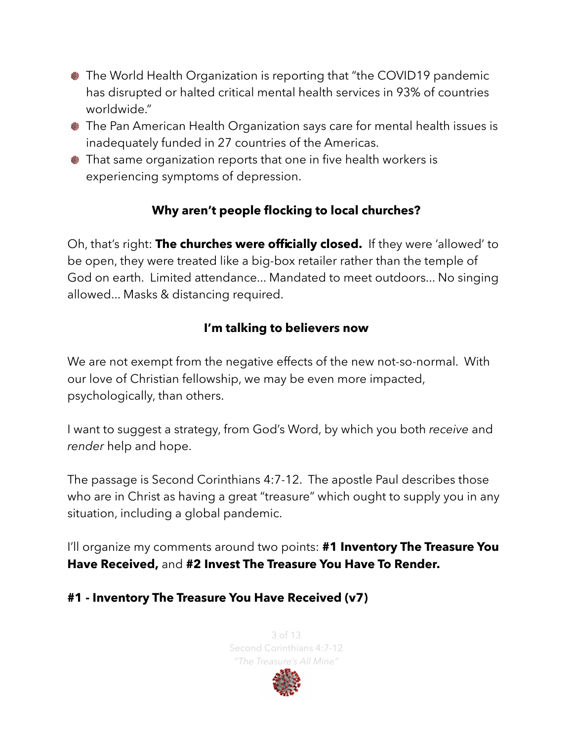- The World Health Organization is reporting that "the COVID19 pandemic has disrupted or halted critical mental health services in 93% of countries worldwide."
- The Pan American Health Organization says care for mental health issues is inadequately funded in 27 countries of the Americas.
- That same organization reports that one in five health workers is experiencing symptoms of depression.

### Why aren't people flocking to local churches?

Oh, that's right: **The churches were officially closed.** If they were 'allowed' to be open, they were treated like a big-box retailer rather than the temple of God on earth. Limited attendance... Mandated to meet outdoors... No singing allowed... Masks & distancing required.

### I'm talking to believers now

We are not exempt from the negative effects of the new not-so-normal. With our love of Christian fellowship, we may be even more impacted, psychologically, than others.

I want to suggest a strategy, from God's Word, by which you both *receive* and *render* help and hope.

The passage is Second Corinthians 4:7-12. The apostle Paul describes those who are in Christ as having a great "treasure" which ought to supply you in any situation, including a global pandemic.

I'll organize my comments around two points: **#1 Inventory The Treasure You Have Received,** and **#2 Invest The Treasure You Have To Render.**

## #1 - Inventory The Treasure You Have Received (v7)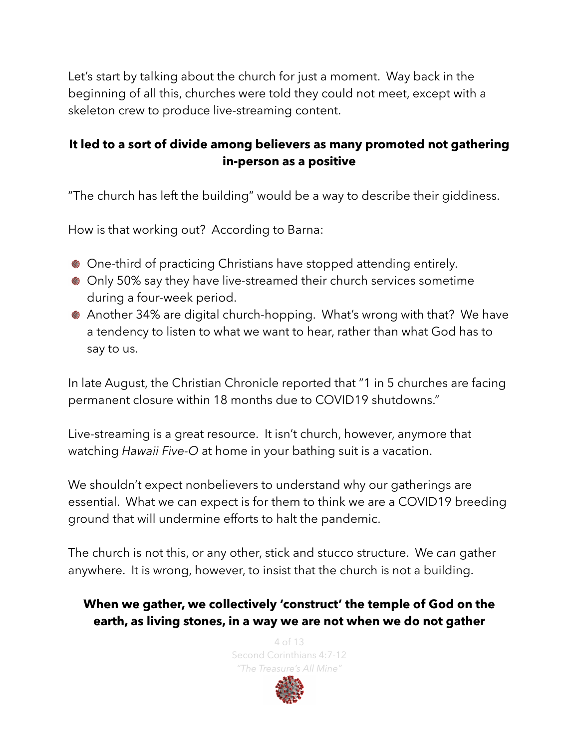Let's start by talking about the church for just a moment. Way back in the beginning of all this, churches were told they could not meet, except with a skeleton crew to produce live-streaming content.

**It led to a sort of divide among believers as many promoted not gathering in-person as a positive**

"The church has left the building" would be a way to describe their giddiness.

How is that working out? According to Barna:

- One-third of practicing Christians have stopped attending entirely.
- Only 50% say they have live-streamed their church services sometime during a four-week period.
- Another 34% are digital church-hopping. What's wrong with that? We have a tendency to listen to what we want to hear, rather than what God has to say to us.

In late August, the Christian Chronicle reported that "1 in 5 churches are facing permanent closure within 18 months due to COVID19 shutdowns."

Live-streaming is a great resource. It isn't church, however, anymore that watching *Hawaii Five-O* at home in your bathing suit is a vacation.

We shouldn't expect nonbelievers to understand why our gatherings are essential. What we can expect is for them to think we are a COVID19 breeding ground that will undermine efforts to halt the pandemic.

The church is not this, or any other, stick and stucco structure. We *can* gather anywhere. It is wrong, however, to insist that the church is not a building.

**When we gather, we collectively 'construct' the temple of God on the earth, as living stones, in a way we are not when we do not gather**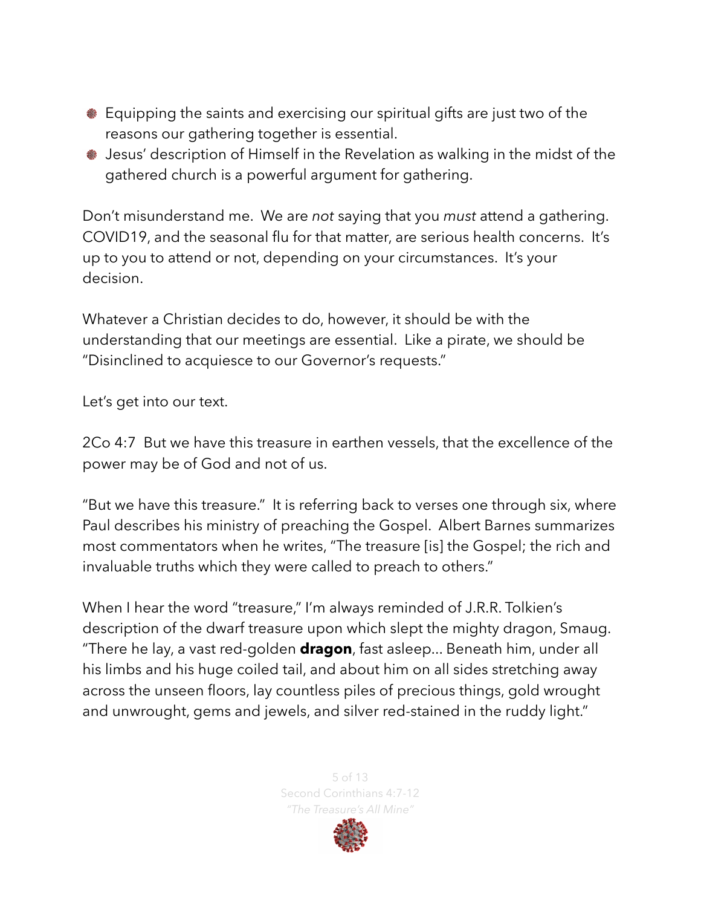- Equipping the saints and exercising our spiritual gifts are just two of the reasons our gathering together is essential.
- Jesus' description of Himself in the Revelation as walking in the midst of the gathered church is a powerful argument for gathering.

Don't misunderstand me. We are *not* saying that you *must* attend a gathering. COVID19, and the seasonal flu for that matter, are serious health concerns. It's up to you to attend or not, depending on your circumstances. It's your decision.

Whatever a Christian decides to do, however, it should be with the understanding that our meetings are essential. Like a pirate, we should be "Disinclined to acquiesce to our Governor's requests."

Let's get into our text.

2Co 4:7 But we have this treasure in earthen vessels, that the excellence of the power may be of God and not of us.

"But we have this treasure." It is referring back to verses one through six, where Paul describes his ministry of preaching the Gospel. Albert Barnes summarizes most commentators when he writes, "The treasure [is] the Gospel; the rich and invaluable truths which they were called to preach to others."

When I hear the word "treasure," I'm always reminded of J.R.R. Tolkien's description of the dwarf treasure upon which slept the mighty dragon, Smaug. "There he lay, a vast red-golden **dragon**, fast asleep... Beneath him, under all his limbs and his huge coiled tail, and about him on all sides stretching away across the unseen floors, lay countless piles of precious things, gold wrought and unwrought, gems and jewels, and silver red-stained in the ruddy light."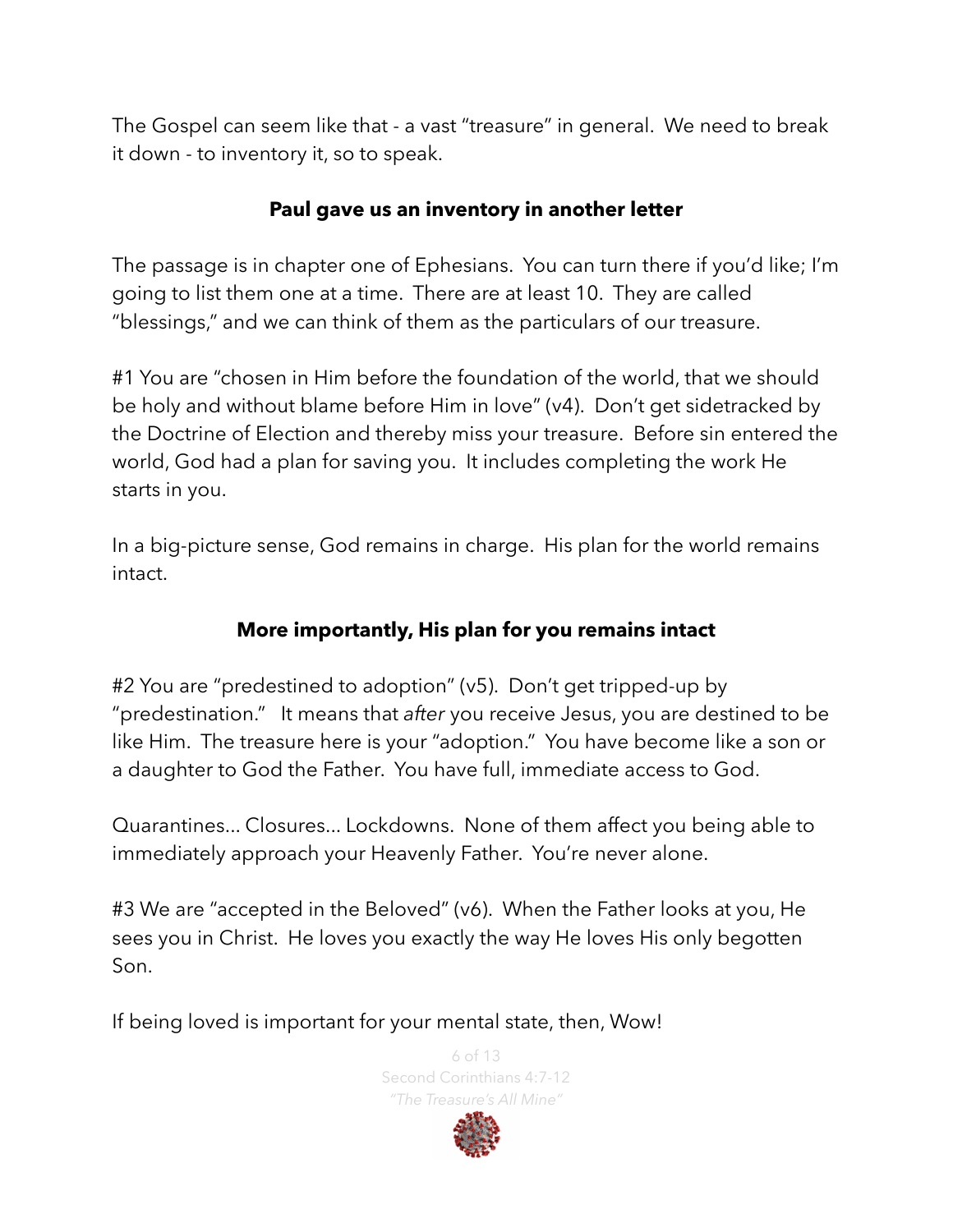The Gospel can seem like that - a vast "treasure" in general. We need to break it down - to inventory it, so to speak.

**Paul gave us an inventory in another letter**

The passage is in chapter one of Ephesians. You can turn there if you'd like; I'm going to list them one at a time. There are at least 10. They are called "blessings," and we can think of them as the particulars of our treasure.

#1 You are "chosen in Him before the foundation of the world, that we should be holy and without blame before Him in love" (v4). Don't get sidetracked by the Doctrine of Election and thereby miss your treasure. Before sin entered the world, God had a plan for saving you. It includes completing the work He starts in you.

In a big-picture sense, God remains in charge. His plan for the world remains intact.

**More importantly, His plan for you remains intact**

#2 You are "predestined to adoption" (v5). Don't get tripped-up by "predestination." It means that *after* you receive Jesus, you are destined to be like Him. The treasure here is your "adoption." You have become like a son or a daughter to God the Father. You have full, immediate access to God.

Quarantines... Closures... Lockdowns. None of them affect you being able to immediately approach your Heavenly Father. You're never alone.

#3 We are "accepted in the Beloved" (v6). When the Father looks at you, He sees you in Christ. He loves you exactly the way He loves His only begotten Son.

If being loved is important for your mental state, then, Wow!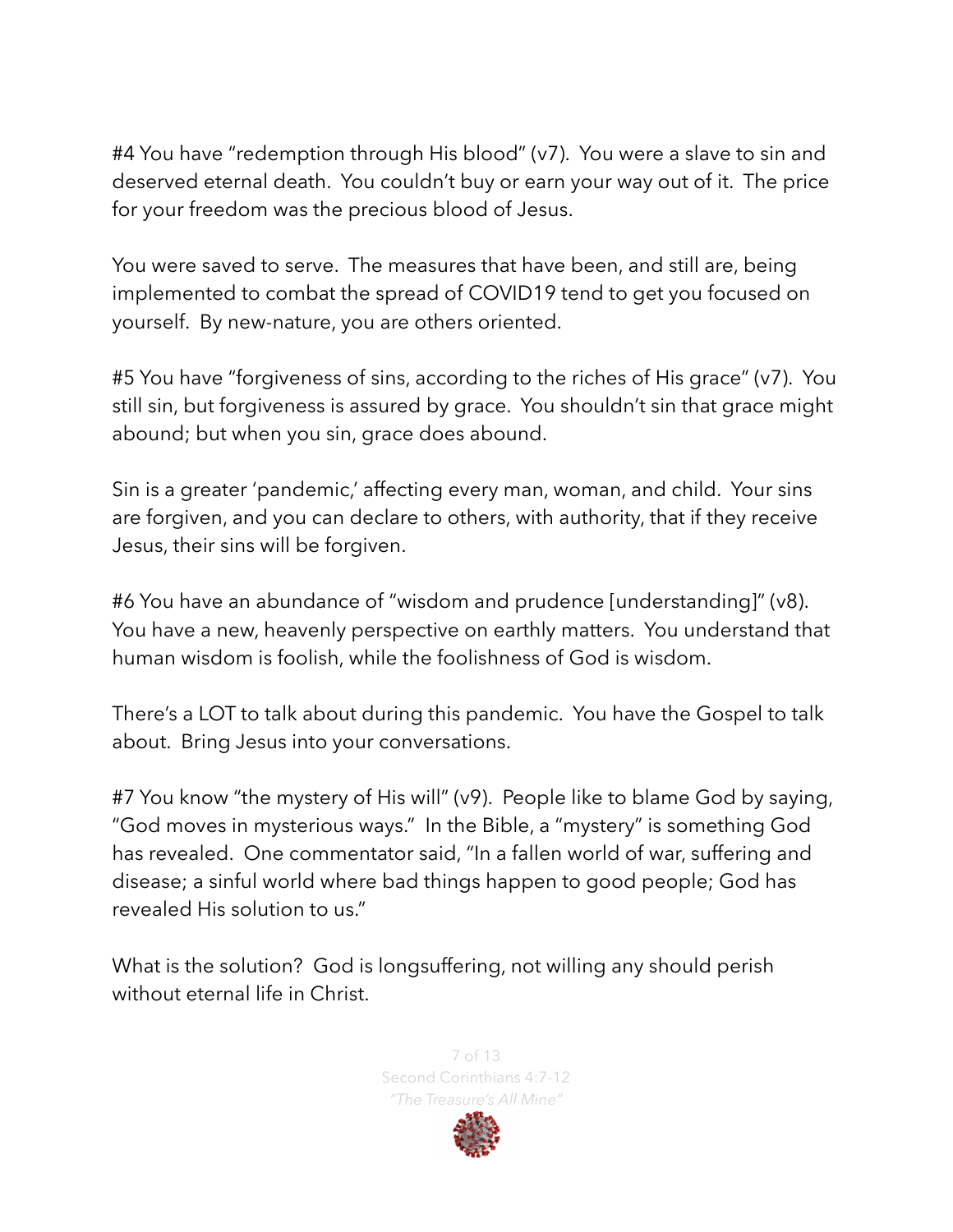#4 You have "redemption through His blood" (v7). You were a slave to sin and deserved eternal death. You couldn't buy or earn your way out of it. The price for your freedom was the precious blood of Jesus.

You were saved to serve. The measures that have been, and still are, being implemented to combat the spread of COVID19 tend to get you focused on yourself. By new-nature, you are others oriented.

#5 You have "forgiveness of sins, according to the riches of His grace" (v7). You still sin, but forgiveness is assured by grace. You shouldn't sin that grace might abound; but when you sin, grace does abound.

Sin is a greater 'pandemic,' affecting every man, woman, and child. Your sins are forgiven, and you can declare to others, with authority, that if they receive Jesus, their sins will be forgiven.

#6 You have an abundance of "wisdom and prudence [understanding]" (v8). You have a new, heavenly perspective on earthly matters. You understand that human wisdom is foolish, while the foolishness of God is wisdom.

There's a LOT to talk about during this pandemic. You have the Gospel to talk about. Bring Jesus into your conversations.

#7 You know "the mystery of His will" (v9). People like to blame God by saying, "God moves in mysterious ways." In the Bible, a "mystery" is something God has revealed. One commentator said, "In a fallen world of war, suffering and disease; a sinful world where bad things happen to good people; God has revealed His solution to us."

What is the solution? God is longsuffering, not willing any should perish without eternal life in Christ.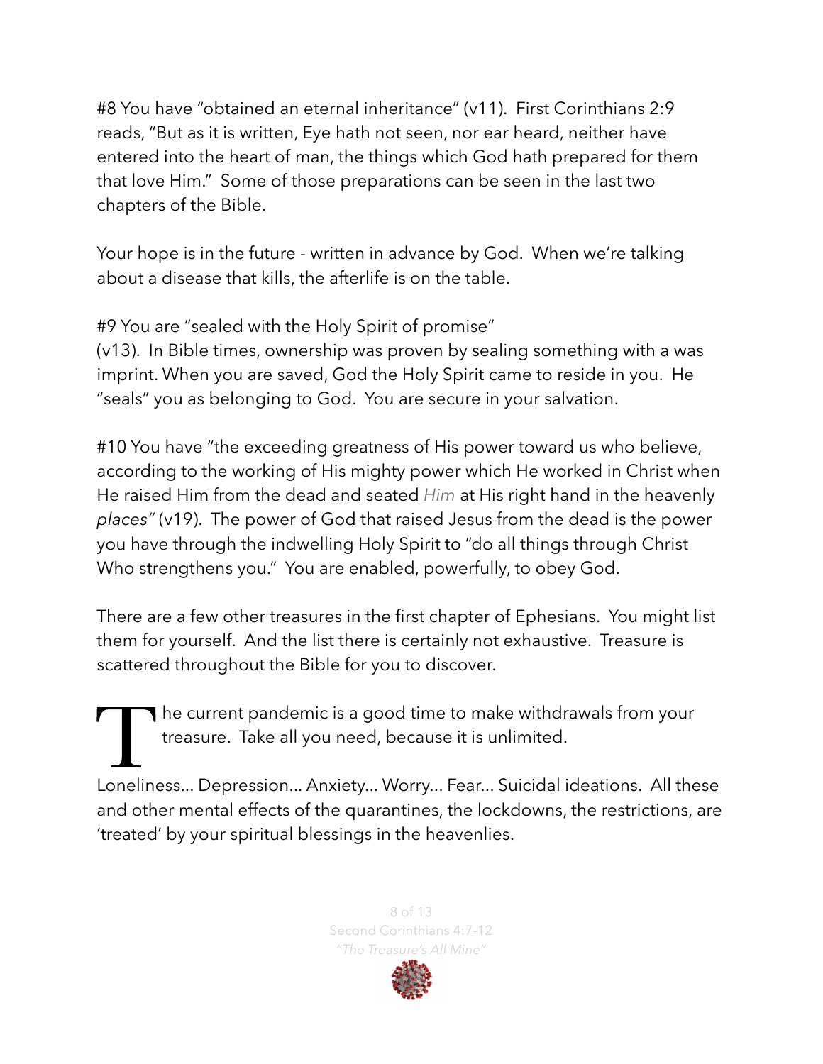#8 You have "obtained an eternal inheritance" (v11). First Corinthians 2:9 reads, "But as it is written, Eye hath not seen, nor ear heard, neither have entered into the heart of man, the things which God hath prepared for them that love Him." Some of those preparations can be seen in the last two chapters of the Bible.

Your hope is in the future - written in advance by God. When we're talking about a disease that kills, the afterlife is on the table.

#9 You are "sealed with the Holy Spirit of promise" (v13). In Bible times, ownership was proven by sealing something with a was imprint. When you are saved, God the Holy Spirit came to reside in you. He "seals" you as belonging to God. You are secure in your salvation.

#10 You have "the exceeding greatness of His power toward us who believe, according to the working of His mighty power which He worked in Christ when He raised Him from the dead and seated *Him* at His right hand in the heavenly *places"* (v19). The power of God that raised Jesus from the dead is the power you have through the indwelling Holy Spirit to "do all things through Christ Who strengthens you." You are enabled, powerfully, to obey God.

There are a few other treasures in the first chapter of Ephesians. You might list them for yourself. And the list there is certainly not exhaustive. Treasure is scattered throughout the Bible for you to discover.

The current pandemic is a good time to make withdrawals from your treasure. Take all you need, because it is unlimited.

Loneliness... Depression... Anxiety... Worry... Fear... Suicidal ideations. All these and other mental effects of the quarantines, the lockdowns, the restrictions, are 'treated' by your spiritual blessings in the heavenlies.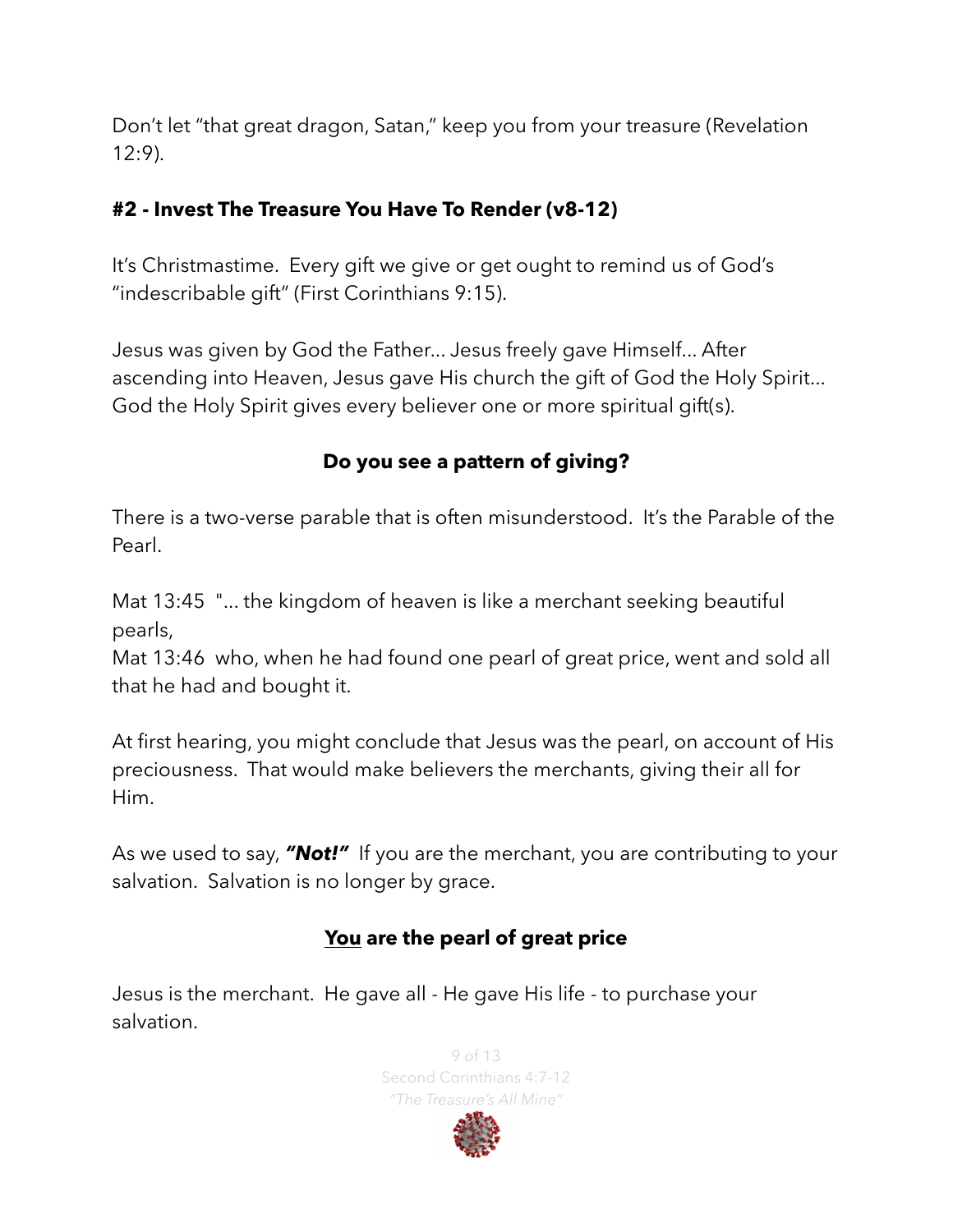Don't let "that great dragon, Satan," keep you from your treasure (Revelation 12:9).

**#2 - Invest The Treasure You Have To Render (v8-12)**

It's Christmastime. Every gift we give or get ought to remind us of God's "indescribable gift" (First Corinthians 9:15).

Jesus was given by God the Father... Jesus freely gave Himself... After ascending into Heaven, Jesus gave His church the gift of God the Holy Spirit... God the Holy Spirit gives every believer one or more spiritual gift(s).

**Do you see a pattern of giving?**

There is a two-verse parable that is often misunderstood. It's the Parable of the Pearl.

Mat 13:45 "... the kingdom of heaven is like a merchant seeking beautiful pearls,
Mat 13:46 who, when he had found one pearl of great price, went and sold all that he had and bought it.

At first hearing, you might conclude that Jesus was the pearl, on account of His preciousness. That would make believers the merchants, giving their all for Him.

As we used to say, ***"Not!"*** If you are the merchant, you are contributing to your salvation. Salvation is no longer by grace.

**<u>You</u> are the pearl of great price**

Jesus is the merchant. He gave all - He gave His life - to purchase your salvation.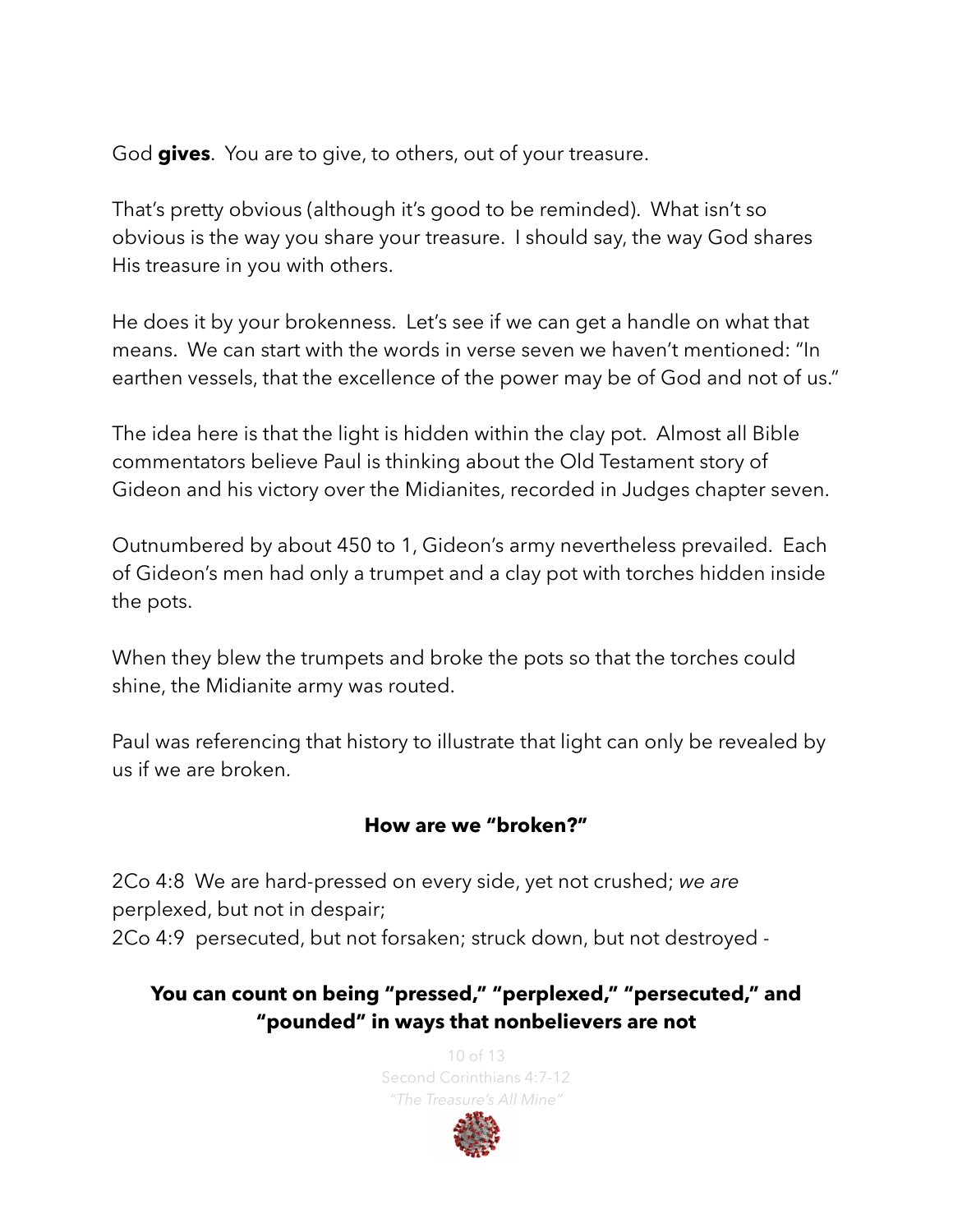God **gives**. You are to give, to others, out of your treasure.

That's pretty obvious (although it's good to be reminded). What isn't so obvious is the way you share your treasure. I should say, the way God shares His treasure in you with others.

He does it by your brokenness. Let's see if we can get a handle on what that means. We can start with the words in verse seven we haven't mentioned: "In earthen vessels, that the excellence of the power may be of God and not of us."

The idea here is that the light is hidden within the clay pot. Almost all Bible commentators believe Paul is thinking about the Old Testament story of Gideon and his victory over the Midianites, recorded in Judges chapter seven.

Outnumbered by about 450 to 1, Gideon's army nevertheless prevailed. Each of Gideon's men had only a trumpet and a clay pot with torches hidden inside the pots.

When they blew the trumpets and broke the pots so that the torches could shine, the Midianite army was routed.

Paul was referencing that history to illustrate that light can only be revealed by us if we are broken.

**How are we "broken?"**

2Co 4:8 We are hard-pressed on every side, yet not crushed; *we are* perplexed, but not in despair;
2Co 4:9 persecuted, but not forsaken; struck down, but not destroyed -

**You can count on being "pressed," "perplexed," "persecuted," and "pounded" in ways that nonbelievers are not**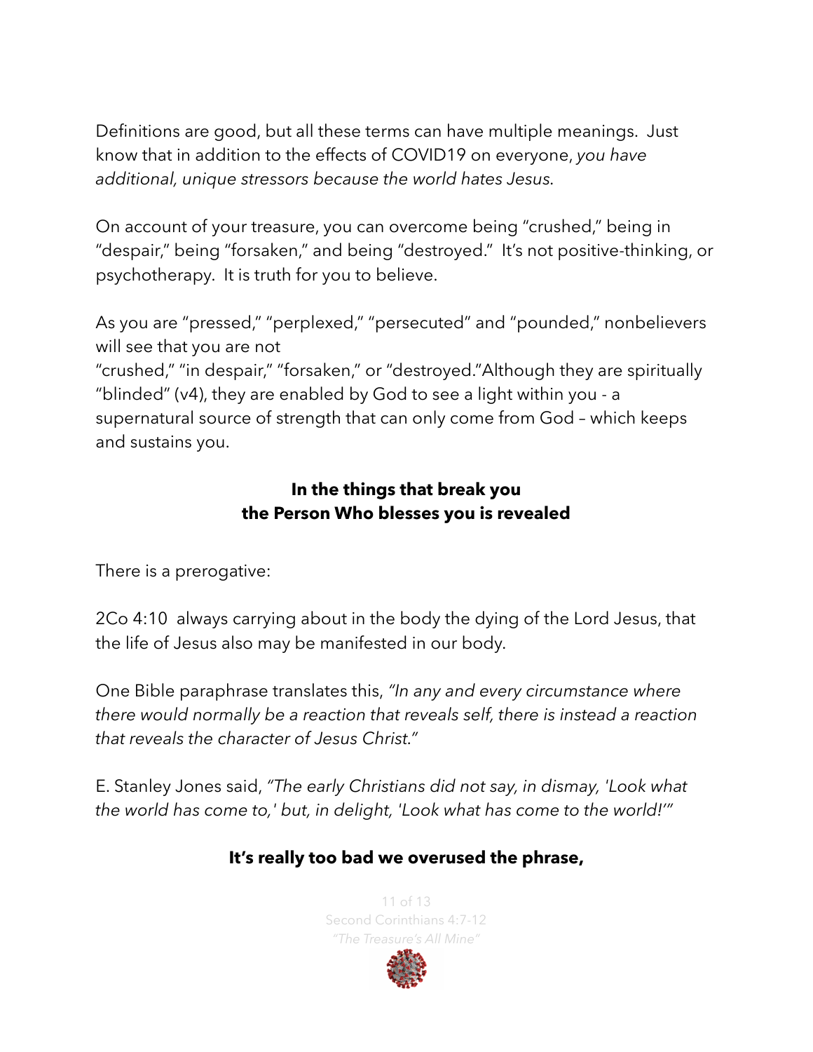Definitions are good, but all these terms can have multiple meanings. Just know that in addition to the effects of COVID19 on everyone, *you have additional, unique stressors because the world hates Jesus*.

On account of your treasure, you can overcome being "crushed," being in "despair," being "forsaken," and being "destroyed." It's not positive-thinking, or psychotherapy. It is truth for you to believe.

As you are "pressed," "perplexed," "persecuted" and "pounded," nonbelievers will see that you are not
"crushed," "in despair," "forsaken," or "destroyed."Although they are spiritually "blinded" (v4), they are enabled by God to see a light within you - a supernatural source of strength that can only come from God – which keeps and sustains you.

**In the things that break you
the Person Who blesses you is revealed**

There is a prerogative:

2Co 4:10 always carrying about in the body the dying of the Lord Jesus, that the life of Jesus also may be manifested in our body.

One Bible paraphrase translates this, *"In any and every circumstance where there would normally be a reaction that reveals self, there is instead a reaction that reveals the character of Jesus Christ."*

E. Stanley Jones said, *"The early Christians did not say, in dismay, 'Look what the world has come to,' but, in delight, 'Look what has come to the world!'"*

**It's really too bad we overused the phrase,**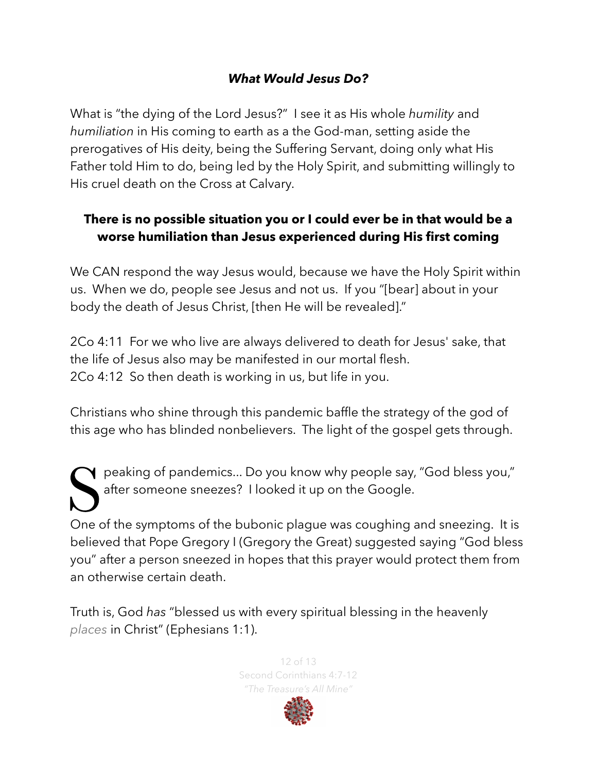### ***What Would Jesus Do?***

What is "the dying of the Lord Jesus?" I see it as His whole *humility* and *humiliation* in His coming to earth as a the God-man, setting aside the prerogatives of His deity, being the Suffering Servant, doing only what His Father told Him to do, being led by the Holy Spirit, and submitting willingly to His cruel death on the Cross at Calvary.

**There is no possible situation you or I could ever be in that would be a worse humiliation than Jesus experienced during His first coming**

We CAN respond the way Jesus would, because we have the Holy Spirit within us. When we do, people see Jesus and not us. If you "[bear] about in your body the death of Jesus Christ, [then He will be revealed]."

2Co 4:11 For we who live are always delivered to death for Jesus' sake, that the life of Jesus also may be manifested in our mortal flesh.
2Co 4:12 So then death is working in us, but life in you.

Christians who shine through this pandemic baffle the strategy of the god of this age who has blinded nonbelievers. The light of the gospel gets through.

Speaking of pandemics... Do you know why people say, "God bless you," after someone sneezes? I looked it up on the Google.

One of the symptoms of the bubonic plague was coughing and sneezing. It is believed that Pope Gregory I (Gregory the Great) suggested saying "God bless you" after a person sneezed in hopes that this prayer would protect them from an otherwise certain death.

Truth is, God *has* "blessed us with every spiritual blessing in the heavenly *places* in Christ" (Ephesians 1:1).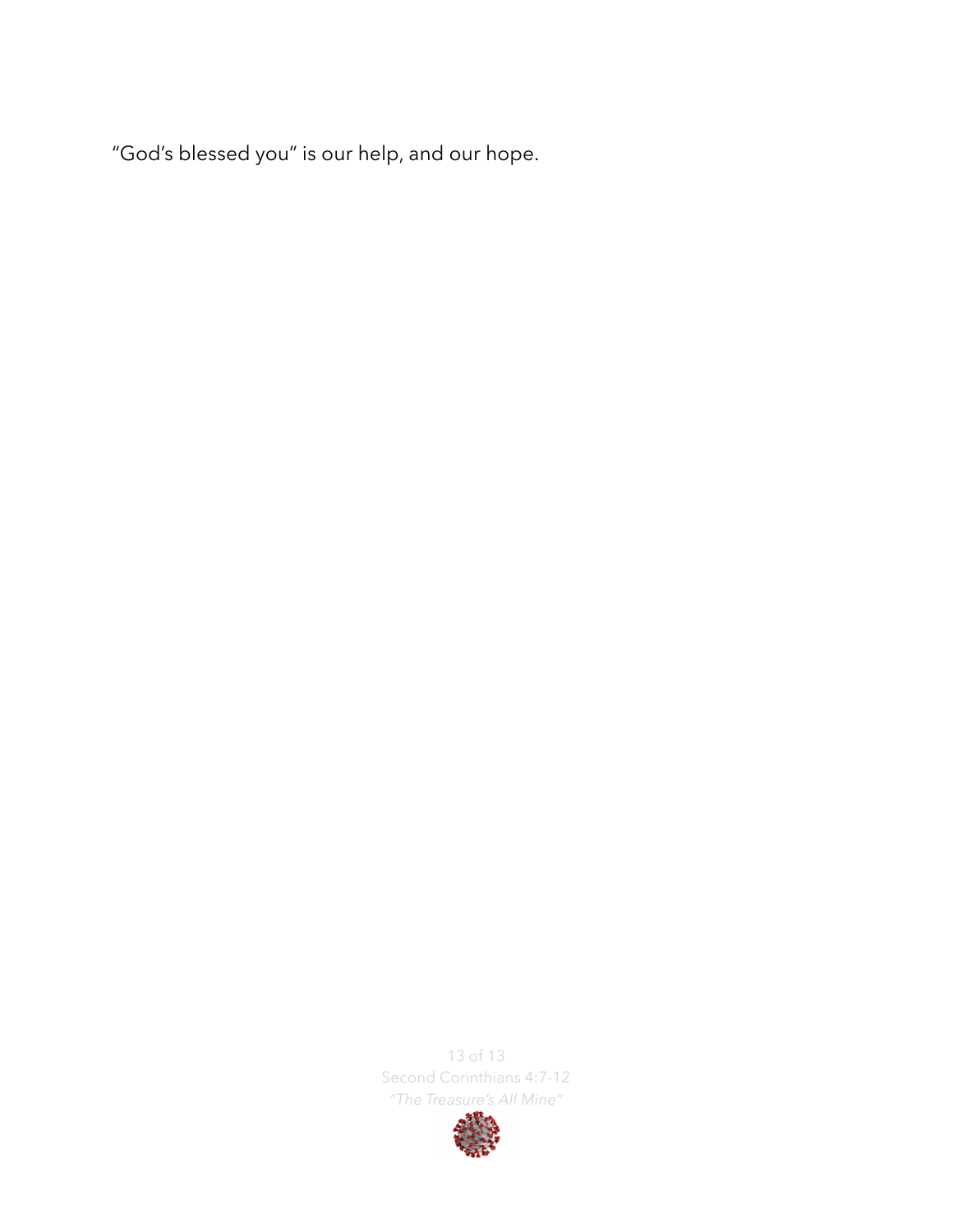"God's blessed you" is our help, and our hope.